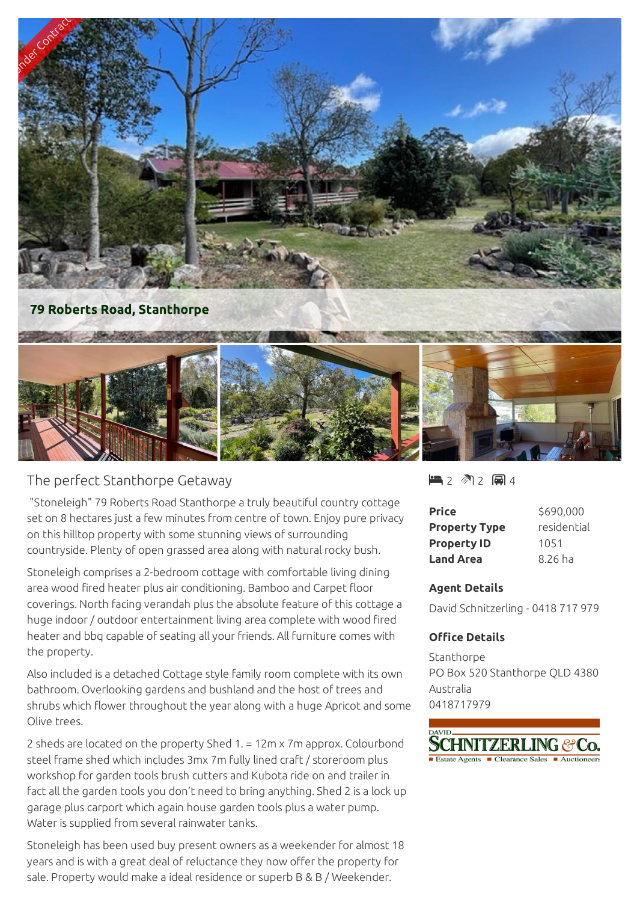Under Contract

**79 Roberts Road, Stanthorpe**

# The perfect Stanthorpe Getaway

"Stoneleigh" 79 Roberts Road Stanthorpe a truly beautiful country cottage set on 8 hectares just a few minutes from centre of town. Enjoy pure privacy on this hilltop property with some stunning views of surrounding countryside. Plenty of open grassed area along with natural rocky bush.

Stoneleigh comprises a 2-bedroom cottage with comfortable living dining area wood fired heater plus air conditioning. Bamboo and Carpet floor coverings. North facing verandah plus the absolute feature of this cottage a huge indoor / outdoor entertainment living area complete with wood fired heater and bbq capable of seating all your friends. All furniture comes with the property.

Also included is a detached Cottage style family room complete with its own bathroom. Overlooking gardens and bushland and the host of trees and shrubs which flower throughout the year along with a huge Apricot and some Olive trees.

2 sheds are located on the property Shed 1. = 12m x 7m approx. Colourbond steel frame shed which includes 3mx 7m fully lined craft / storeroom plus workshop for garden tools brush cutters and Kubota ride on and trailer in fact all the garden tools you don't need to bring anything. Shed 2 is a lock up garage plus carport which again house garden tools plus a water pump. Water is supplied from several rainwater tanks.

Stoneleigh has been used buy present owners as a weekender for almost 18 years and is with a great deal of reluctance they now offer the property for sale. Property would make a ideal residence or superb B & B / Weekender.

2 bed | 2 bath | 4 car

| | |
|---|---|
| **Price** | $690,000 |
| **Property Type** | residential |
| **Property ID** | 1051 |
| **Land Area** | 8.26 ha |

### Agent Details

David Schnitzerling - 0418 717 979

### Office Details

Stanthorpe
PO Box 520 Stanthorpe QLD 4380
Australia
0418717979

DAVID SCHNITZERLING & Co.
Estate Agents ▪ Clearance Sales ▪ Auctioneers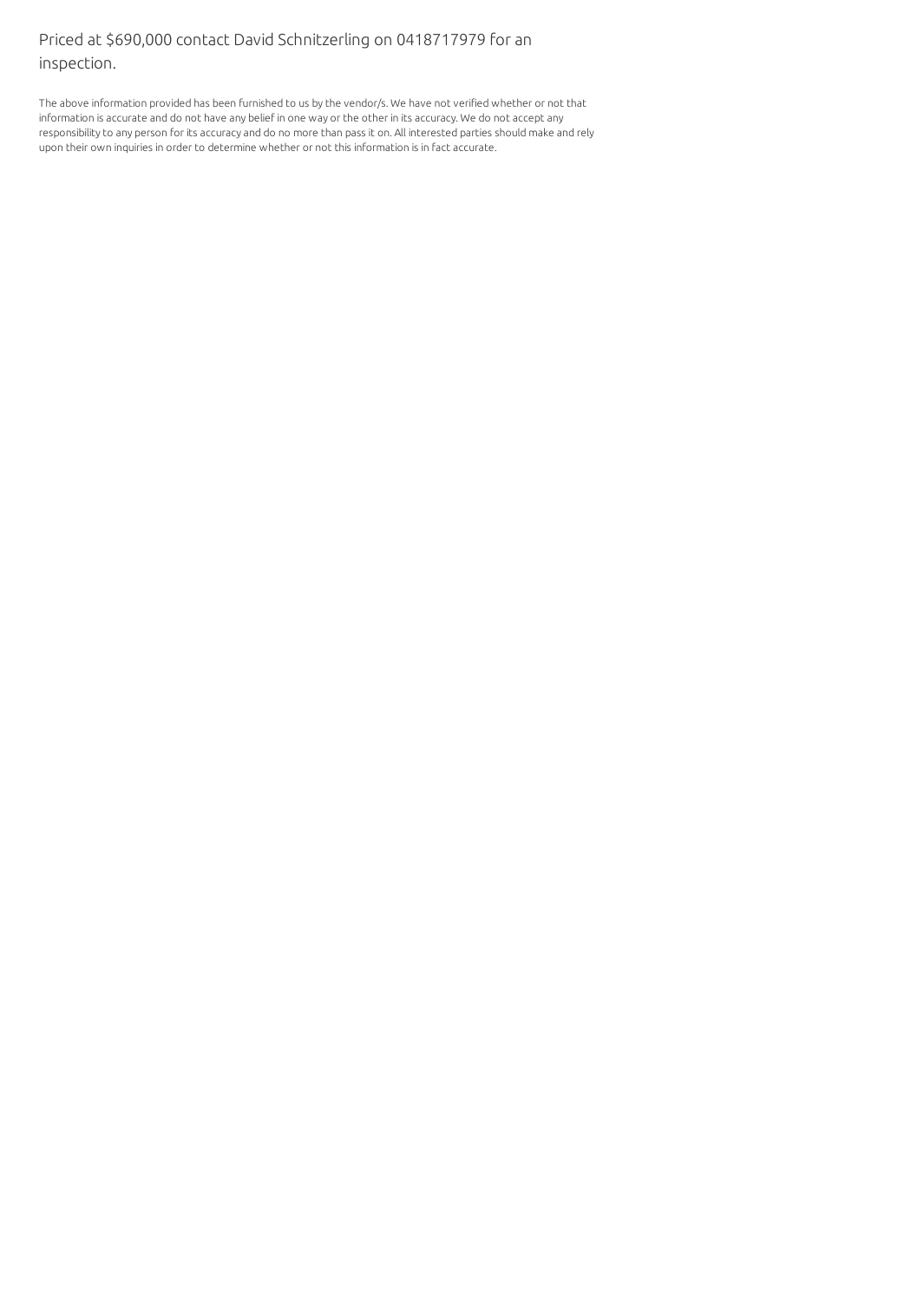Priced at $690,000 contact David Schnitzerling on 0418717979 for an inspection.

The above information provided has been furnished to us by the vendor/s. We have not verified whether or not that information is accurate and do not have any belief in one way or the other in its accuracy. We do not accept any responsibility to any person for its accuracy and do no more than pass it on. All interested parties should make and rely upon their own inquiries in order to determine whether or not this information is in fact accurate.